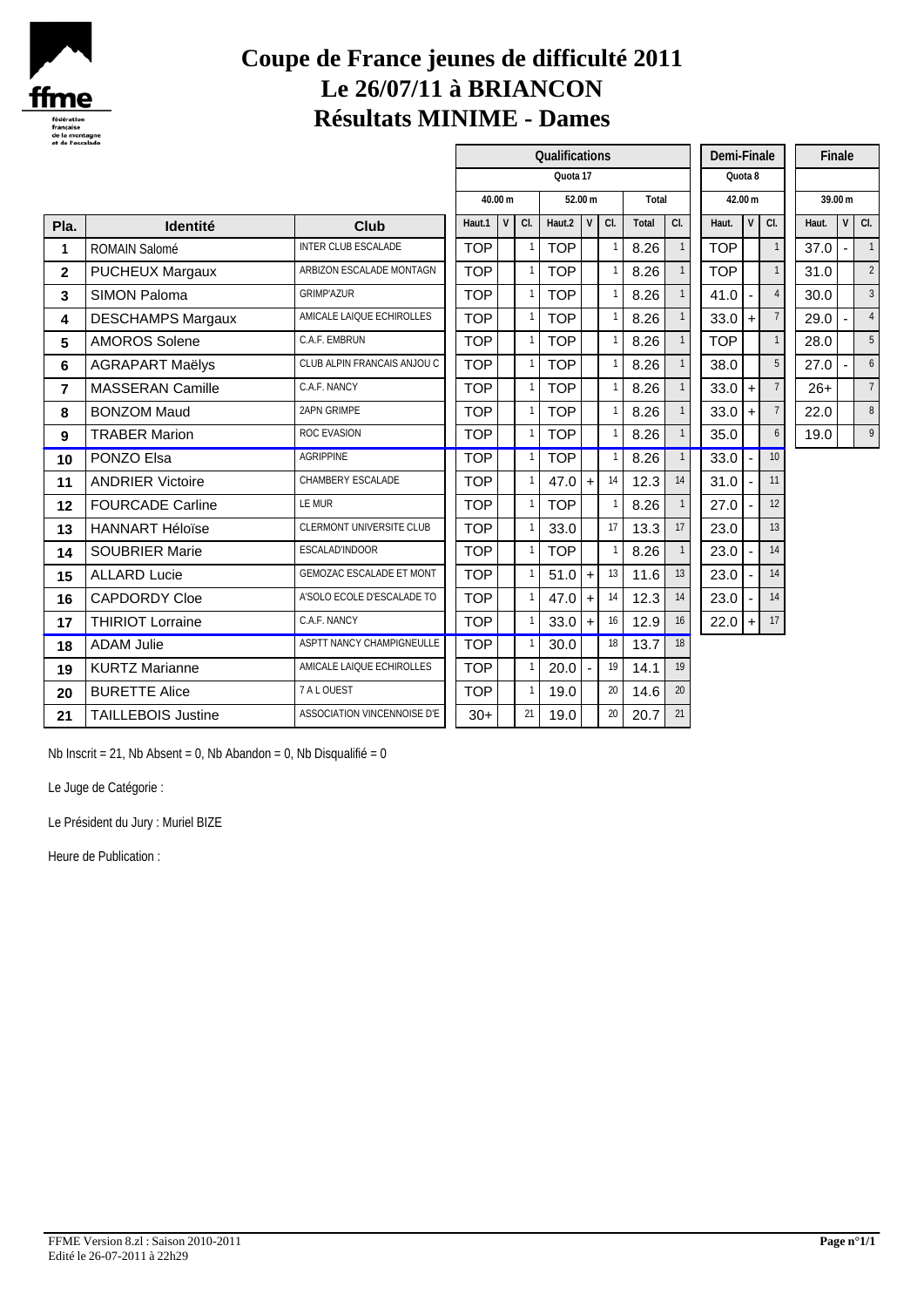# Coupe de France jeunes de difficulté 2011
# Le 26/07/11 à BRIANCON
# Résultats MINIME - Dames

| | | | Qualifications | | | | | | | | | Demi-Finale | | | Finale | | |
|---|---|---|---|---|---|---|---|---|---|---|---|---|---|---|---|---|---|
| | | | Quota 17 | | | | | | | | | Quota 8 | | | | | |
| | | | 40.00 m | | | 52.00 m | | | Total | | | 42.00 m | | | 39.00 m | | |
| Pla. | Identité | Club | Haut.1 | V | Cl. | Haut.2 | V | Cl. | Total | Cl. | | Haut. | V | Cl. | Haut. | V | Cl. |
| 1 | ROMAIN Salomé | INTER CLUB ESCALADE | TOP | | 1 | TOP | | 1 | 8.26 | 1 | | TOP | | 1 | 37.0 | - | 1 |
| 2 | PUCHEUX Margaux | ARBIZON ESCALADE MONTAGN | TOP | | 1 | TOP | | 1 | 8.26 | 1 | | TOP | | 1 | 31.0 | | 2 |
| 3 | SIMON Paloma | GRIMP'AZUR | TOP | | 1 | TOP | | 1 | 8.26 | 1 | | 41.0 | - | 4 | 30.0 | | 3 |
| 4 | DESCHAMPS Margaux | AMICALE LAIQUE ECHIROLLES | TOP | | 1 | TOP | | 1 | 8.26 | 1 | | 33.0 | + | 7 | 29.0 | - | 4 |
| 5 | AMOROS Solene | C.A.F. EMBRUN | TOP | | 1 | TOP | | 1 | 8.26 | 1 | | TOP | | 1 | 28.0 | | 5 |
| 6 | AGRAPART Maëlys | CLUB ALPIN FRANCAIS ANJOU C | TOP | | 1 | TOP | | 1 | 8.26 | 1 | | 38.0 | | 5 | 27.0 | - | 6 |
| 7 | MASSERAN Camille | C.A.F. NANCY | TOP | | 1 | TOP | | 1 | 8.26 | 1 | | 33.0 | + | 7 | 26+ | | 7 |
| 8 | BONZOM Maud | 2APN GRIMPE | TOP | | 1 | TOP | | 1 | 8.26 | 1 | | 33.0 | + | 7 | 22.0 | | 8 |
| 9 | TRABER Marion | ROC EVASION | TOP | | 1 | TOP | | 1 | 8.26 | 1 | | 35.0 | | 6 | 19.0 | | 9 |
| 10 | PONZO Elsa | AGRIPPINE | TOP | | 1 | TOP | | 1 | 8.26 | 1 | | 33.0 | - | 10 | | | |
| 11 | ANDRIER Victoire | CHAMBERY ESCALADE | TOP | | 1 | 47.0 | + | 14 | 12.3 | 14 | | 31.0 | - | 11 | | | |
| 12 | FOURCADE Carline | LE MUR | TOP | | 1 | TOP | | 1 | 8.26 | 1 | | 27.0 | - | 12 | | | |
| 13 | HANNART Héloïse | CLERMONT UNIVERSITE CLUB | TOP | | 1 | 33.0 | | 17 | 13.3 | 17 | | 23.0 | | 13 | | | |
| 14 | SOUBRIER Marie | ESCALAD'INDOOR | TOP | | 1 | TOP | | 1 | 8.26 | 1 | | 23.0 | - | 14 | | | |
| 15 | ALLARD Lucie | GEMOZAC ESCALADE ET MONT | TOP | | 1 | 51.0 | + | 13 | 11.6 | 13 | | 23.0 | - | 14 | | | |
| 16 | CAPDORDY Cloe | A'SOLO ECOLE D'ESCALADE TO | TOP | | 1 | 47.0 | + | 14 | 12.3 | 14 | | 23.0 | - | 14 | | | |
| 17 | THIRIOT Lorraine | C.A.F. NANCY | TOP | | 1 | 33.0 | + | 16 | 12.9 | 16 | | 22.0 | + | 17 | | | |
| 18 | ADAM Julie | ASPTT NANCY CHAMPIGNEULLE | TOP | | 1 | 30.0 | | 18 | 13.7 | 18 | | | | | | | |
| 19 | KURTZ Marianne | AMICALE LAIQUE ECHIROLLES | TOP | | 1 | 20.0 | - | 19 | 14.1 | 19 | | | | | | | |
| 20 | BURETTE Alice | 7 A L OUEST | TOP | | 1 | 19.0 | | 20 | 14.6 | 20 | | | | | | | |
| 21 | TAILLEBOIS Justine | ASSOCIATION VINCENNOISE D'E | 30+ | | 21 | 19.0 | | 20 | 20.7 | 21 | | | | | | | |

Nb Inscrit = 21, Nb Absent = 0, Nb Abandon = 0, Nb Disqualifié = 0

Le Juge de Catégorie :

Le Président du Jury : Muriel BIZE

Heure de Publication :

FFME Version 8.zl : Saison 2010-2011
Edité le 26-07-2011 à 22h29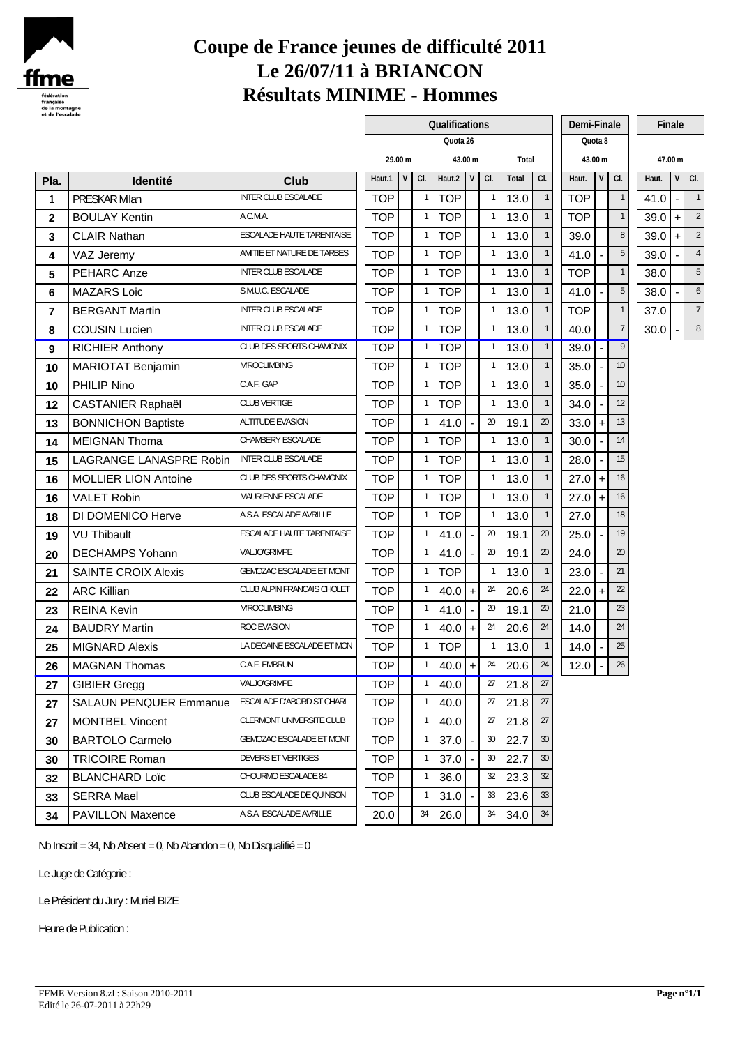# Coupe de France jeunes de difficulté 2011
# Le 26/07/11 à BRIANCON
# Résultats MINIME - Hommes

| | | | Qualifications | | | | | | | | | Demi-Finale | | | Finale | | |
|---|---|---|---|---|---|---|---|---|---|---|---|---|---|---|---|---|---|
| | | | Quota 26 | | | | | | | | | Quota 8 | | | | | |
| | | | 29.00 m | | | 43.00 m | | | Total | | | 43.00 m | | | 47.00 m | | |
| Pla. | Identité | Club | Haut.1 | V | Cl. | Haut.2 | V | Cl. | Total | Cl. | | Haut. | V | Cl. | Haut. | V | Cl. |
| 1 | PRESKAR Milan | INTER CLUB ESCALADE | TOP | | 1 | TOP | | 1 | 13.0 | 1 | | TOP | | 1 | 41.0 | - | 1 |
| 2 | BOULAY Kentin | A.C.M.A. | TOP | | 1 | TOP | | 1 | 13.0 | 1 | | TOP | | 1 | 39.0 | + | 2 |
| 3 | CLAIR Nathan | ESCALADE HAUTE TARENTAISE | TOP | | 1 | TOP | | 1 | 13.0 | 1 | | 39.0 | | 8 | 39.0 | + | 2 |
| 4 | VAZ Jeremy | AMITIE ET NATURE DE TARBES | TOP | | 1 | TOP | | 1 | 13.0 | 1 | | 41.0 | - | 5 | 39.0 | - | 4 |
| 5 | PEHARC Anze | INTER CLUB ESCALADE | TOP | | 1 | TOP | | 1 | 13.0 | 1 | | TOP | | 1 | 38.0 | | 5 |
| 6 | MAZARS Loic | S.M.U.C. ESCALADE | TOP | | 1 | TOP | | 1 | 13.0 | 1 | | 41.0 | - | 5 | 38.0 | - | 6 |
| 7 | BERGANT Martin | INTER CLUB ESCALADE | TOP | | 1 | TOP | | 1 | 13.0 | 1 | | TOP | | 1 | 37.0 | | 7 |
| 8 | COUSIN Lucien | INTER CLUB ESCALADE | TOP | | 1 | TOP | | 1 | 13.0 | 1 | | 40.0 | | 7 | 30.0 | - | 8 |
| 9 | RICHIER Anthony | CLUB DES SPORTS CHAMONIX | TOP | | 1 | TOP | | 1 | 13.0 | 1 | | 39.0 | - | 9 | | | |
| 10 | MARIOTAT Benjamin | M'ROCLIMBING | TOP | | 1 | TOP | | 1 | 13.0 | 1 | | 35.0 | - | 10 | | | |
| 10 | PHILIP Nino | C.A.F. GAP | TOP | | 1 | TOP | | 1 | 13.0 | 1 | | 35.0 | - | 10 | | | |
| 12 | CASTANIER Raphaël | CLUB VERTIGE | TOP | | 1 | TOP | | 1 | 13.0 | 1 | | 34.0 | - | 12 | | | |
| 13 | BONNICHON Baptiste | ALTITUDE EVASION | TOP | | 1 | 41.0 | - | 20 | 19.1 | 20 | | 33.0 | + | 13 | | | |
| 14 | MEIGNAN Thoma | CHAMBERY ESCALADE | TOP | | 1 | TOP | | 1 | 13.0 | 1 | | 30.0 | - | 14 | | | |
| 15 | LAGRANGE LANASPRE Robin | INTER CLUB ESCALADE | TOP | | 1 | TOP | | 1 | 13.0 | 1 | | 28.0 | - | 15 | | | |
| 16 | MOLLIER LION Antoine | CLUB DES SPORTS CHAMONIX | TOP | | 1 | TOP | | 1 | 13.0 | 1 | | 27.0 | + | 16 | | | |
| 16 | VALET Robin | MAURIENNE ESCALADE | TOP | | 1 | TOP | | 1 | 13.0 | 1 | | 27.0 | + | 16 | | | |
| 18 | DI DOMENICO Herve | A.S.A. ESCALADE AVRILLE | TOP | | 1 | TOP | | 1 | 13.0 | 1 | | 27.0 | | 18 | | | |
| 19 | VU Thibault | ESCALADE HAUTE TARENTAISE | TOP | | 1 | 41.0 | - | 20 | 19.1 | 20 | | 25.0 | - | 19 | | | |
| 20 | DECHAMPS Yohann | VALJO'GRIMPE | TOP | | 1 | 41.0 | - | 20 | 19.1 | 20 | | 24.0 | | 20 | | | |
| 21 | SAINTE CROIX Alexis | GEMOZAC ESCALADE ET MONT | TOP | | 1 | TOP | | 1 | 13.0 | 1 | | 23.0 | - | 21 | | | |
| 22 | ARC Killian | CLUB ALPIN FRANCAIS CHOLET | TOP | | 1 | 40.0 | + | 24 | 20.6 | 24 | | 22.0 | + | 22 | | | |
| 23 | REINA Kevin | M'ROCLIMBING | TOP | | 1 | 41.0 | - | 20 | 19.1 | 20 | | 21.0 | | 23 | | | |
| 24 | BAUDRY Martin | ROC EVASION | TOP | | 1 | 40.0 | + | 24 | 20.6 | 24 | | 14.0 | | 24 | | | |
| 25 | MIGNARD Alexis | LA DEGAINE ESCALADE ET MON | TOP | | 1 | TOP | | 1 | 13.0 | 1 | | 14.0 | - | 25 | | | |
| 26 | MAGNAN Thomas | C.A.F. EMBRUN | TOP | | 1 | 40.0 | + | 24 | 20.6 | 24 | | 12.0 | - | 26 | | | |
| 27 | GIBIER Gregg | VALJO'GRIMPE | TOP | | 1 | 40.0 | | 27 | 21.8 | 27 | | | | | | | |
| 27 | SALAUN PENQUER Emmanue | ESCALADE D'ABORD ST CHARL | TOP | | 1 | 40.0 | | 27 | 21.8 | 27 | | | | | | | |
| 27 | MONTBEL Vincent | CLERMONT UNIVERSITE CLUB | TOP | | 1 | 40.0 | | 27 | 21.8 | 27 | | | | | | | |
| 30 | BARTOLO Carmelo | GEMOZAC ESCALADE ET MONT | TOP | | 1 | 37.0 | - | 30 | 22.7 | 30 | | | | | | | |
| 30 | TRICOIRE Roman | DEVERS ET VERTIGES | TOP | | 1 | 37.0 | - | 30 | 22.7 | 30 | | | | | | | |
| 32 | BLANCHARD Loïc | CHOURMO ESCALADE 84 | TOP | | 1 | 36.0 | | 32 | 23.3 | 32 | | | | | | | |
| 33 | SERRA Mael | CLUB ESCALADE DE QUINSON | TOP | | 1 | 31.0 | - | 33 | 23.6 | 33 | | | | | | | |
| 34 | PAVILLON Maxence | A.S.A. ESCALADE AVRILLE | 20.0 | | 34 | 26.0 | | 34 | 34.0 | 34 | | | | | | | |

Nb Inscrit = 34, Nb Absent = 0, Nb Abandon = 0, Nb Disqualifié = 0

Le Juge de Catégorie :

Le Président du Jury : Muriel BIZE

Heure de Publication :

FFME Version 8.zl : Saison 2010-2011
Edité le 26-07-2011 à 22h29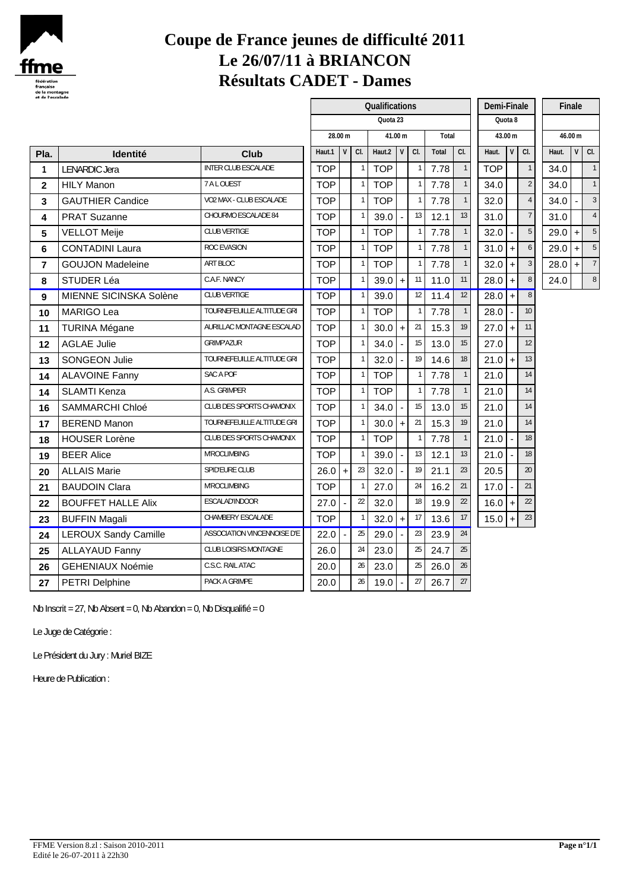# Coupe de France jeunes de difficulté 2011
# Le 26/07/11 à BRIANCON
# Résultats CADET - Dames

| Pla. | Identité | Club | Qualifications (Quota 23) 28.00 m Haut.1 | V | Cl. | 41.00 m Haut.2 | V | Cl. | Total | Cl. | Demi-Finale (Quota 8) 43.00 m Haut. | V | Cl. | Finale 46.00 m Haut. | V | Cl. |
|---|---|---|---|---|---|---|---|---|---|---|---|---|---|---|---|---|
| 1 | LENARDIC Jera | INTER CLUB ESCALADE | TOP | | 1 | TOP | | 1 | 7.78 | 1 | TOP | | 1 | 34.0 | | 1 |
| 2 | HILY Manon | 7 A L OUEST | TOP | | 1 | TOP | | 1 | 7.78 | 1 | 34.0 | | 2 | 34.0 | | 1 |
| 3 | GAUTHIER Candice | VO2 MAX - CLUB ESCALADE | TOP | | 1 | TOP | | 1 | 7.78 | 1 | 32.0 | | 4 | 34.0 | - | 3 |
| 4 | PRAT Suzanne | CHOURMO ESCALADE 84 | TOP | | 1 | 39.0 | - | 13 | 12.1 | 13 | 31.0 | | 7 | 31.0 | | 4 |
| 5 | VELLOT Meije | CLUB VERTIGE | TOP | | 1 | TOP | | 1 | 7.78 | 1 | 32.0 | - | 5 | 29.0 | + | 5 |
| 6 | CONTADINI Laura | ROC EVASION | TOP | | 1 | TOP | | 1 | 7.78 | 1 | 31.0 | + | 6 | 29.0 | + | 5 |
| 7 | GOUJON Madeleine | ART BLOC | TOP | | 1 | TOP | | 1 | 7.78 | 1 | 32.0 | + | 3 | 28.0 | + | 7 |
| 8 | STUDER Léa | C.A.F. NANCY | TOP | | 1 | 39.0 | + | 11 | 11.0 | 11 | 28.0 | + | 8 | 24.0 | | 8 |
| 9 | MIENNE SICINSKA Solène | CLUB VERTIGE | TOP | | 1 | 39.0 | | 12 | 11.4 | 12 | 28.0 | + | 8 | | | |
| 10 | MARIGO Lea | TOURNEFEUILLE ALTITUDE GRI | TOP | | 1 | TOP | | 1 | 7.78 | 1 | 28.0 | - | 10 | | | |
| 11 | TURINA Mégane | AURILLAC MONTAGNE ESCALAD | TOP | | 1 | 30.0 | + | 21 | 15.3 | 19 | 27.0 | + | 11 | | | |
| 12 | AGLAE Julie | GRIMP'AZUR | TOP | | 1 | 34.0 | - | 15 | 13.0 | 15 | 27.0 | | 12 | | | |
| 13 | SONGEON Julie | TOURNEFEUILLE ALTITUDE GRI | TOP | | 1 | 32.0 | - | 19 | 14.6 | 18 | 21.0 | + | 13 | | | |
| 14 | ALAVOINE Fanny | SAC A POF | TOP | | 1 | TOP | | 1 | 7.78 | 1 | 21.0 | | 14 | | | |
| 14 | SLAMTI Kenza | A.S. GRIMPER | TOP | | 1 | TOP | | 1 | 7.78 | 1 | 21.0 | | 14 | | | |
| 16 | SAMMARCHI Chloé | CLUB DES SPORTS CHAMONIX | TOP | | 1 | 34.0 | - | 15 | 13.0 | 15 | 21.0 | | 14 | | | |
| 17 | BEREND Manon | TOURNEFEUILLE ALTITUDE GRI | TOP | | 1 | 30.0 | + | 21 | 15.3 | 19 | 21.0 | | 14 | | | |
| 18 | HOUSER Lorène | CLUB DES SPORTS CHAMONIX | TOP | | 1 | TOP | | 1 | 7.78 | 1 | 21.0 | - | 18 | | | |
| 19 | BEER Alice | M'ROCLIMBING | TOP | | 1 | 39.0 | - | 13 | 12.1 | 13 | 21.0 | - | 18 | | | |
| 20 | ALLAIS Marie | SPID'EURE CLUB | 26.0 | + | 23 | 32.0 | - | 19 | 21.1 | 23 | 20.5 | | 20 | | | |
| 21 | BAUDOIN Clara | M'ROCLIMBING | TOP | | 1 | 27.0 | | 24 | 16.2 | 21 | 17.0 | - | 21 | | | |
| 22 | BOUFFET HALLE Alix | ESCALAD'INDOOR | 27.0 | - | 22 | 32.0 | | 18 | 19.9 | 22 | 16.0 | + | 22 | | | |
| 23 | BUFFIN Magali | CHAMBERY ESCALADE | TOP | | 1 | 32.0 | + | 17 | 13.6 | 17 | 15.0 | + | 23 | | | |
| 24 | LEROUX Sandy Camille | ASSOCIATION VINCENNOISE D'E | 22.0 | - | 25 | 29.0 | - | 23 | 23.9 | 24 | | | | | | |
| 25 | ALLAYAUD Fanny | CLUB LOISIRS MONTAGNE | 26.0 | | 24 | 23.0 | | 25 | 24.7 | 25 | | | | | | |
| 26 | GEHENIAUX Noémie | C.S.C. RAIL ATAC | 20.0 | | 26 | 23.0 | | 25 | 26.0 | 26 | | | | | | |
| 27 | PETRI Delphine | PACK A GRIMPE | 20.0 | | 26 | 19.0 | - | 27 | 26.7 | 27 | | | | | | |

Nb Inscrit = 27, Nb Absent = 0, Nb Abandon = 0, Nb Disqualifié = 0

Le Juge de Catégorie :

Le Président du Jury : Muriel BIZE

Heure de Publication :

FFME Version 8.zl : Saison 2010-2011
Edité le 26-07-2011 à 22h30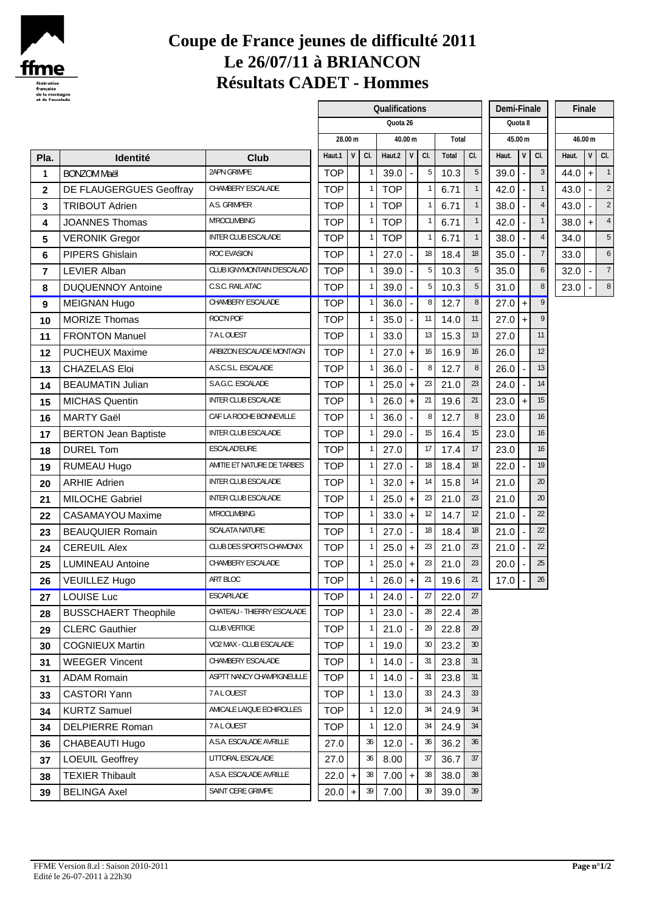# Coupe de France jeunes de difficulté 2011

## Le 26/07/11 à BRIANCON

## Résultats CADET - Hommes

| | | | Qualifications | | | | | | | | | Demi-Finale | | | Finale | | |
|---|---|---|---|---|---|---|---|---|---|---|---|---|---|---|---|---|---|
| | | | Quota 26 | | | | | | | | | Quota 8 | | | | | |
| | | | 28.00 m | | | 40.00 m | | | Total | | | 45.00 m | | | 46.00 m | | |
| Pla. | Identité | Club | Haut.1 | V | Cl. | Haut.2 | V | Cl. | Total | Cl. | | Haut. | V | Cl. | Haut. | V | Cl. |
| 1 | BONZOM Maël | 2APN GRIMPE | TOP | | 1 | 39.0 | - | 5 | 10.3 | 5 | | 39.0 | - | 3 | 44.0 | + | 1 |
| 2 | DE FLAUGERGUES Geoffray | CHAMBERY ESCALADE | TOP | | 1 | TOP | | 1 | 6.71 | 1 | | 42.0 | - | 1 | 43.0 | - | 2 |
| 3 | TRIBOUT Adrien | A.S. GRIMPER | TOP | | 1 | TOP | | 1 | 6.71 | 1 | | 38.0 | - | 4 | 43.0 | - | 2 |
| 4 | JOANNES Thomas | M'ROCLIMBING | TOP | | 1 | TOP | | 1 | 6.71 | 1 | | 42.0 | - | 1 | 38.0 | + | 4 |
| 5 | VERONIK Gregor | INTER CLUB ESCALADE | TOP | | 1 | TOP | | 1 | 6.71 | 1 | | 38.0 | - | 4 | 34.0 | | 5 |
| 6 | PIPERS Ghislain | ROC EVASION | TOP | | 1 | 27.0 | - | 18 | 18.4 | 18 | | 35.0 | - | 7 | 33.0 | | 6 |
| 7 | LEVIER Alban | CLUB IGNYMONTAIN D'ESCALAD | TOP | | 1 | 39.0 | - | 5 | 10.3 | 5 | | 35.0 | | 6 | 32.0 | - | 7 |
| 8 | DUQUENNOY Antoine | C.S.C. RAIL ATAC | TOP | | 1 | 39.0 | - | 5 | 10.3 | 5 | | 31.0 | | 8 | 23.0 | - | 8 |
| 9 | MEIGNAN Hugo | CHAMBERY ESCALADE | TOP | | 1 | 36.0 | - | 8 | 12.7 | 8 | | 27.0 | + | 9 | | | |
| 10 | MORIZE Thomas | ROC'N POF | TOP | | 1 | 35.0 | - | 11 | 14.0 | 11 | | 27.0 | + | 9 | | | |
| 11 | FRONTON Manuel | 7 A L OUEST | TOP | | 1 | 33.0 | | 13 | 15.3 | 13 | | 27.0 | | 11 | | | |
| 12 | PUCHEUX Maxime | ARBIZON ESCALADE MONTAGN | TOP | | 1 | 27.0 | + | 16 | 16.9 | 16 | | 26.0 | | 12 | | | |
| 13 | CHAZELAS Eloi | A.S.C.S.L. ESCALADE | TOP | | 1 | 36.0 | - | 8 | 12.7 | 8 | | 26.0 | - | 13 | | | |
| 14 | BEAUMATIN Julian | S.A.G.C. ESCALADE | TOP | | 1 | 25.0 | + | 23 | 21.0 | 23 | | 24.0 | - | 14 | | | |
| 15 | MICHAS Quentin | INTER CLUB ESCALADE | TOP | | 1 | 26.0 | + | 21 | 19.6 | 21 | | 23.0 | + | 15 | | | |
| 16 | MARTY Gaël | CAF LA ROCHE BONNEVILLE | TOP | | 1 | 36.0 | - | 8 | 12.7 | 8 | | 23.0 | | 16 | | | |
| 17 | BERTON Jean Baptiste | INTER CLUB ESCALADE | TOP | | 1 | 29.0 | - | 15 | 16.4 | 15 | | 23.0 | | 16 | | | |
| 18 | DUREL Tom | ESCALAD'EURE | TOP | | 1 | 27.0 | | 17 | 17.4 | 17 | | 23.0 | | 16 | | | |
| 19 | RUMEAU Hugo | AMITIE ET NATURE DE TARBES | TOP | | 1 | 27.0 | - | 18 | 18.4 | 18 | | 22.0 | - | 19 | | | |
| 20 | ARHIE Adrien | INTER CLUB ESCALADE | TOP | | 1 | 32.0 | + | 14 | 15.8 | 14 | | 21.0 | | 20 | | | |
| 21 | MILOCHE Gabriel | INTER CLUB ESCALADE | TOP | | 1 | 25.0 | + | 23 | 21.0 | 23 | | 21.0 | | 20 | | | |
| 22 | CASAMAYOU Maxime | M'ROCLIMBING | TOP | | 1 | 33.0 | + | 12 | 14.7 | 12 | | 21.0 | - | 22 | | | |
| 23 | BEAUQUIER Romain | SCALATA NATURE | TOP | | 1 | 27.0 | - | 18 | 18.4 | 18 | | 21.0 | - | 22 | | | |
| 24 | CEREUIL Alex | CLUB DES SPORTS CHAMONIX | TOP | | 1 | 25.0 | + | 23 | 21.0 | 23 | | 21.0 | - | 22 | | | |
| 25 | LUMINEAU Antoine | CHAMBERY ESCALADE | TOP | | 1 | 25.0 | + | 23 | 21.0 | 23 | | 20.0 | - | 25 | | | |
| 26 | VEUILLEZ Hugo | ART BLOC | TOP | | 1 | 26.0 | + | 21 | 19.6 | 21 | | 17.0 | - | 26 | | | |
| 27 | LOUISE Luc | ESCAPILADE | TOP | | 1 | 24.0 | - | 27 | 22.0 | 27 | | | | | | | |
| 28 | BUSSCHAERT Theophile | CHATEAU - THIERRY ESCALADE | TOP | | 1 | 23.0 | - | 28 | 22.4 | 28 | | | | | | | |
| 29 | CLERC Gauthier | CLUB VERTIGE | TOP | | 1 | 21.0 | - | 29 | 22.8 | 29 | | | | | | | |
| 30 | COGNIEUX Martin | VO2 MAX - CLUB ESCALADE | TOP | | 1 | 19.0 | | 30 | 23.2 | 30 | | | | | | | |
| 31 | WEEGER Vincent | CHAMBERY ESCALADE | TOP | | 1 | 14.0 | - | 31 | 23.8 | 31 | | | | | | | |
| 31 | ADAM Romain | ASPTT NANCY CHAMPIGNEULLE | TOP | | 1 | 14.0 | - | 31 | 23.8 | 31 | | | | | | | |
| 33 | CASTORI Yann | 7 A L OUEST | TOP | | 1 | 13.0 | | 33 | 24.3 | 33 | | | | | | | |
| 34 | KURTZ Samuel | AMICALE LAIQUE ECHIROLLES | TOP | | 1 | 12.0 | | 34 | 24.9 | 34 | | | | | | | |
| 34 | DELPIERRE Roman | 7 A L OUEST | TOP | | 1 | 12.0 | | 34 | 24.9 | 34 | | | | | | | |
| 36 | CHABEAUTI Hugo | A.S.A. ESCALADE AVRILLE | 27.0 | | 36 | 12.0 | - | 36 | 36.2 | 36 | | | | | | | |
| 37 | LOEUIL Geoffrey | LITTORAL ESCALADE | 27.0 | | 36 | 8.00 | | 37 | 36.7 | 37 | | | | | | | |
| 38 | TEXIER Thibault | A.S.A. ESCALADE AVRILLE | 22.0 | + | 38 | 7.00 | + | 38 | 38.0 | 38 | | | | | | | |
| 39 | BELINGA Axel | SAINT CERE GRIMPE | 20.0 | + | 39 | 7.00 | | 39 | 39.0 | 39 | | | | | | | |

FFME Version 8.zl : Saison 2010-2011
Edité le 26-07-2011 à 22h30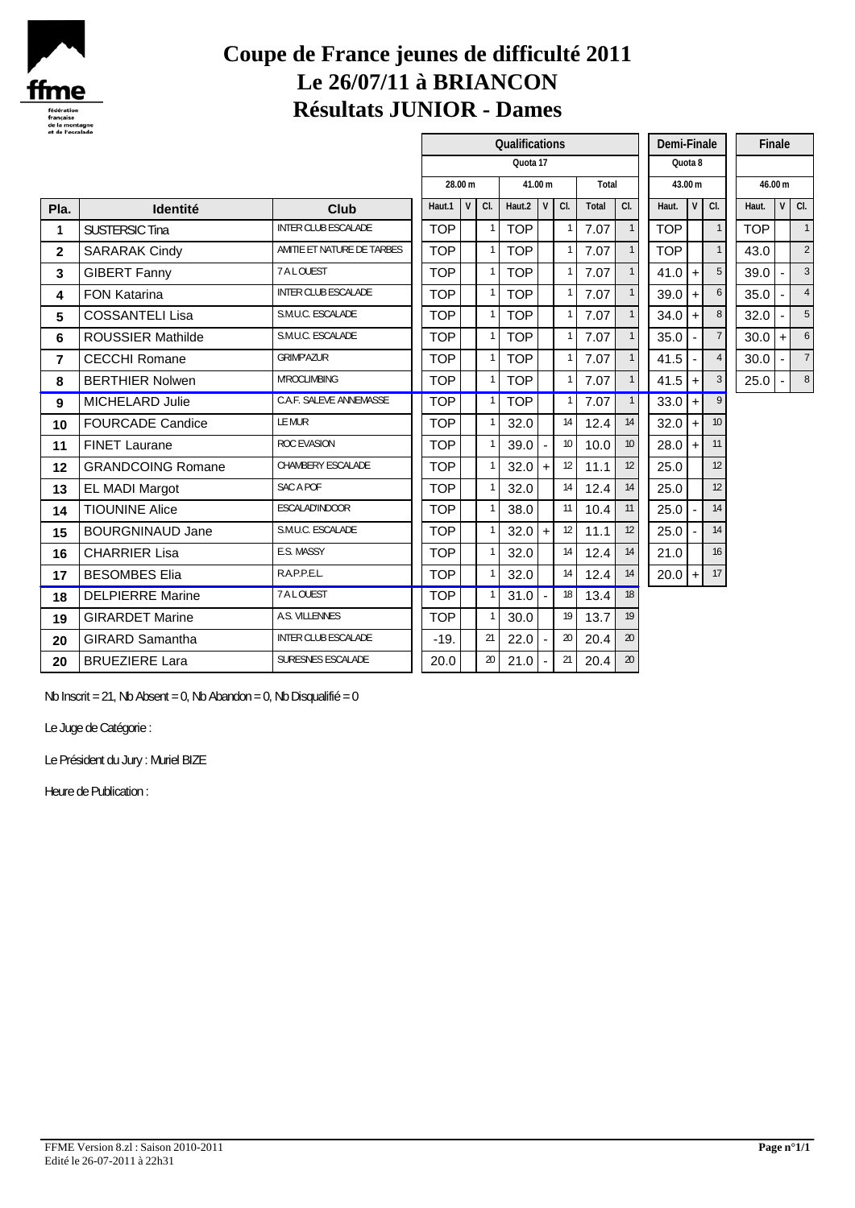# Coupe de France jeunes de difficulté 2011
# Le 26/07/11 à BRIANCON
# Résultats JUNIOR - Dames

| | | | Qualifications | | | | | | | | Demi-Finale | | | Finale | | |
|---|---|---|---|---|---|---|---|---|---|---|---|---|---|---|---|---|
| | | | Quota 17 | | | | | | | | Quota 8 | | | | | |
| | | | 28.00 m | | | 41.00 m | | | Total | | 43.00 m | | | 46.00 m | | |
| Pla. | Identité | Club | Haut.1 | V | Cl. | Haut.2 | V | Cl. | Total | Cl. | Haut. | V | Cl. | Haut. | V | Cl. |
| 1 | SUSTERSIC Tina | INTER CLUB ESCALADE | TOP | | 1 | TOP | | 1 | 7.07 | 1 | TOP | | 1 | TOP | | 1 |
| 2 | SARARAK Cindy | AMITIE ET NATURE DE TARBES | TOP | | 1 | TOP | | 1 | 7.07 | 1 | TOP | | 1 | 43.0 | | 2 |
| 3 | GIBERT Fanny | 7 A L OUEST | TOP | | 1 | TOP | | 1 | 7.07 | 1 | 41.0 | + | 5 | 39.0 | - | 3 |
| 4 | FON Katarina | INTER CLUB ESCALADE | TOP | | 1 | TOP | | 1 | 7.07 | 1 | 39.0 | + | 6 | 35.0 | - | 4 |
| 5 | COSSANTELI Lisa | S.M.U.C. ESCALADE | TOP | | 1 | TOP | | 1 | 7.07 | 1 | 34.0 | + | 8 | 32.0 | - | 5 |
| 6 | ROUSSIER Mathilde | S.M.U.C. ESCALADE | TOP | | 1 | TOP | | 1 | 7.07 | 1 | 35.0 | - | 7 | 30.0 | + | 6 |
| 7 | CECCHI Romane | GRIMP'AZUR | TOP | | 1 | TOP | | 1 | 7.07 | 1 | 41.5 | - | 4 | 30.0 | - | 7 |
| 8 | BERTHIER Nolwen | M'ROCLIMBING | TOP | | 1 | TOP | | 1 | 7.07 | 1 | 41.5 | + | 3 | 25.0 | - | 8 |
| 9 | MICHELARD Julie | C.A.F. SALEVE ANNEMASSE | TOP | | 1 | TOP | | 1 | 7.07 | 1 | 33.0 | + | 9 | | | |
| 10 | FOURCADE Candice | LE MUR | TOP | | 1 | 32.0 | | 14 | 12.4 | 14 | 32.0 | + | 10 | | | |
| 11 | FINET Laurane | ROC EVASION | TOP | | 1 | 39.0 | - | 10 | 10.0 | 10 | 28.0 | + | 11 | | | |
| 12 | GRANDCOING Romane | CHAMBERY ESCALADE | TOP | | 1 | 32.0 | + | 12 | 11.1 | 12 | 25.0 | | 12 | | | |
| 13 | EL MADI Margot | SAC A POF | TOP | | 1 | 32.0 | | 14 | 12.4 | 14 | 25.0 | | 12 | | | |
| 14 | TIOUNINE Alice | ESCALAD'INDOOR | TOP | | 1 | 38.0 | | 11 | 10.4 | 11 | 25.0 | - | 14 | | | |
| 15 | BOURGNINAUD Jane | S.M.U.C. ESCALADE | TOP | | 1 | 32.0 | + | 12 | 11.1 | 12 | 25.0 | - | 14 | | | |
| 16 | CHARRIER Lisa | E.S. MASSY | TOP | | 1 | 32.0 | | 14 | 12.4 | 14 | 21.0 | | 16 | | | |
| 17 | BESOMBES Elia | R.A.P.P.E.L. | TOP | | 1 | 32.0 | | 14 | 12.4 | 14 | 20.0 | + | 17 | | | |
| 18 | DELPIERRE Marine | 7 A L OUEST | TOP | | 1 | 31.0 | - | 18 | 13.4 | 18 | | | | | | |
| 19 | GIRARDET Marine | A.S. VILLENNES | TOP | | 1 | 30.0 | | 19 | 13.7 | 19 | | | | | | |
| 20 | GIRARD Samantha | INTER CLUB ESCALADE | -19. | | 21 | 22.0 | - | 20 | 20.4 | 20 | | | | | | |
| 20 | BRUEZIERE Lara | SURESNES ESCALADE | 20.0 | | 20 | 21.0 | - | 21 | 20.4 | 20 | | | | | | |

Nb Inscrit = 21, Nb Absent = 0, Nb Abandon = 0, Nb Disqualifié = 0

Le Juge de Catégorie :

Le Président du Jury : Muriel BIZE

Heure de Publication :

FFME Version 8.zl : Saison 2010-2011
Edité le 26-07-2011 à 22h31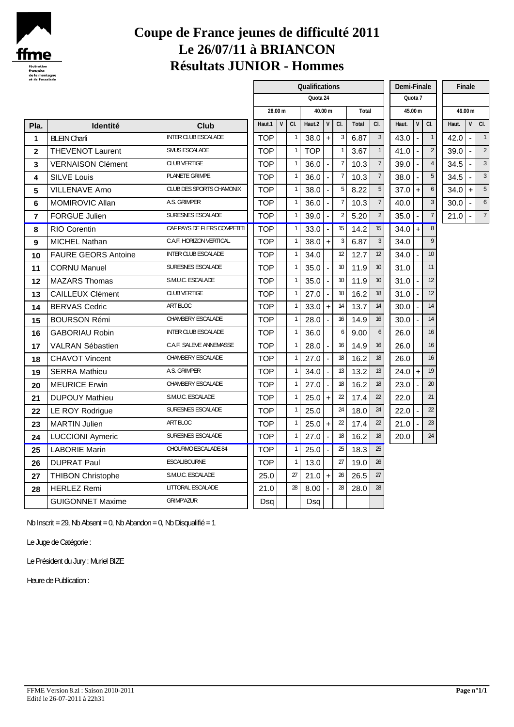# Coupe de France jeunes de difficulté 2011
## Le 26/07/11 à BRIANCON
## Résultats JUNIOR - Hommes

| | | | Qualifications | | | | | | | | Demi-Finale | | | Finale | | |
|---|---|---|---|---|---|---|---|---|---|---|---|---|---|---|---|---|
| | | | Quota 24 | | | | | | | | Quota 7 | | | | | |
| | | | 28.00 m | | | 40.00 m | | | Total | | 45.00 m | | | 46.00 m | | |
| Pla. | Identité | Club | Haut.1 | V | Cl. | Haut.2 | V | Cl. | Total | Cl. | Haut. | V | Cl. | Haut. | V | Cl. |
| 1 | BLEIN Charli | INTER CLUB ESCALADE | TOP | | 1 | 38.0 | + | 3 | 6.87 | 3 | 43.0 | - | 1 | 42.0 | - | 1 |
| 2 | THEVENOT Laurent | SMUS ESCALADE | TOP | | 1 | TOP | | 1 | 3.67 | 1 | 41.0 | - | 2 | 39.0 | - | 2 |
| 3 | VERNAISON Clément | CLUB VERTIGE | TOP | | 1 | 36.0 | - | 7 | 10.3 | 7 | 39.0 | - | 4 | 34.5 | - | 3 |
| 4 | SILVE Louis | PLANETE GRIMPE | TOP | | 1 | 36.0 | - | 7 | 10.3 | 7 | 38.0 | - | 5 | 34.5 | - | 3 |
| 5 | VILLENAVE Arno | CLUB DES SPORTS CHAMONIX | TOP | | 1 | 38.0 | - | 5 | 8.22 | 5 | 37.0 | + | 6 | 34.0 | + | 5 |
| 6 | MOMIROVIC Allan | A.S. GRIMPER | TOP | | 1 | 36.0 | - | 7 | 10.3 | 7 | 40.0 | | 3 | 30.0 | - | 6 |
| 7 | FORGUE Julien | SURESNES ESCALADE | TOP | | 1 | 39.0 | - | 2 | 5.20 | 2 | 35.0 | - | 7 | 21.0 | - | 7 |
| 8 | RIO Corentin | CAF PAYS DE FLERS COMPETITI | TOP | | 1 | 33.0 | - | 15 | 14.2 | 15 | 34.0 | + | 8 | | | |
| 9 | MICHEL Nathan | C.A.F. HORIZON VERTICAL | TOP | | 1 | 38.0 | + | 3 | 6.87 | 3 | 34.0 | | 9 | | | |
| 10 | FAURE GEORS Antoine | INTER CLUB ESCALADE | TOP | | 1 | 34.0 | | 12 | 12.7 | 12 | 34.0 | - | 10 | | | |
| 11 | CORNU Manuel | SURESNES ESCALADE | TOP | | 1 | 35.0 | - | 10 | 11.9 | 10 | 31.0 | | 11 | | | |
| 12 | MAZARS Thomas | S.M.U.C. ESCALADE | TOP | | 1 | 35.0 | - | 10 | 11.9 | 10 | 31.0 | - | 12 | | | |
| 13 | CAILLEUX Clément | CLUB VERTIGE | TOP | | 1 | 27.0 | - | 18 | 16.2 | 18 | 31.0 | - | 12 | | | |
| 14 | BERVAS Cedric | ART BLOC | TOP | | 1 | 33.0 | + | 14 | 13.7 | 14 | 30.0 | - | 14 | | | |
| 15 | BOURSON Rémi | CHAMBERY ESCALADE | TOP | | 1 | 28.0 | - | 16 | 14.9 | 16 | 30.0 | - | 14 | | | |
| 16 | GABORIAU Robin | INTER CLUB ESCALADE | TOP | | 1 | 36.0 | | 6 | 9.00 | 6 | 26.0 | | 16 | | | |
| 17 | VALRAN Sébastien | C.A.F. SALEVE ANNEMASSE | TOP | | 1 | 28.0 | - | 16 | 14.9 | 16 | 26.0 | | 16 | | | |
| 18 | CHAVOT Vincent | CHAMBERY ESCALADE | TOP | | 1 | 27.0 | - | 18 | 16.2 | 18 | 26.0 | | 16 | | | |
| 19 | SERRA Mathieu | A.S. GRIMPER | TOP | | 1 | 34.0 | - | 13 | 13.2 | 13 | 24.0 | + | 19 | | | |
| 20 | MEURICE Erwin | CHAMBERY ESCALADE | TOP | | 1 | 27.0 | - | 18 | 16.2 | 18 | 23.0 | - | 20 | | | |
| 21 | DUPOUY Mathieu | S.M.U.C. ESCALADE | TOP | | 1 | 25.0 | + | 22 | 17.4 | 22 | 22.0 | | 21 | | | |
| 22 | LE ROY Rodrigue | SURESNES ESCALADE | TOP | | 1 | 25.0 | | 24 | 18.0 | 24 | 22.0 | - | 22 | | | |
| 23 | MARTIN Julien | ART BLOC | TOP | | 1 | 25.0 | + | 22 | 17.4 | 22 | 21.0 | - | 23 | | | |
| 24 | LUCCIONI Aymeric | SURESNES ESCALADE | TOP | | 1 | 27.0 | - | 18 | 16.2 | 18 | 20.0 | | 24 | | | |
| 25 | LABORIE Marin | CHOURMO ESCALADE 84 | TOP | | 1 | 25.0 | - | 25 | 18.3 | 25 | | | | | | |
| 26 | DUPRAT Paul | ESCALIBOURNE | TOP | | 1 | 13.0 | | 27 | 19.0 | 26 | | | | | | |
| 27 | THIBON Christophe | S.M.U.C. ESCALADE | 25.0 | | 27 | 21.0 | + | 26 | 26.5 | 27 | | | | | | |
| 28 | HERLEZ Remi | LITTORAL ESCALADE | 21.0 | | 28 | 8.00 | - | 28 | 28.0 | 28 | | | | | | |
| | GUIGONNET Maxime | GRIMP'AZUR | Dsq | | | Dsq | | | | | | | | | | |

Nb Inscrit = 29, Nb Absent = 0, Nb Abandon = 0, Nb Disqualifié = 1

Le Juge de Catégorie :

Le Président du Jury : Muriel BIZE

Heure de Publication :

FFME Version 8.zl : Saison 2010-2011
Edité le 26-07-2011 à 22h31